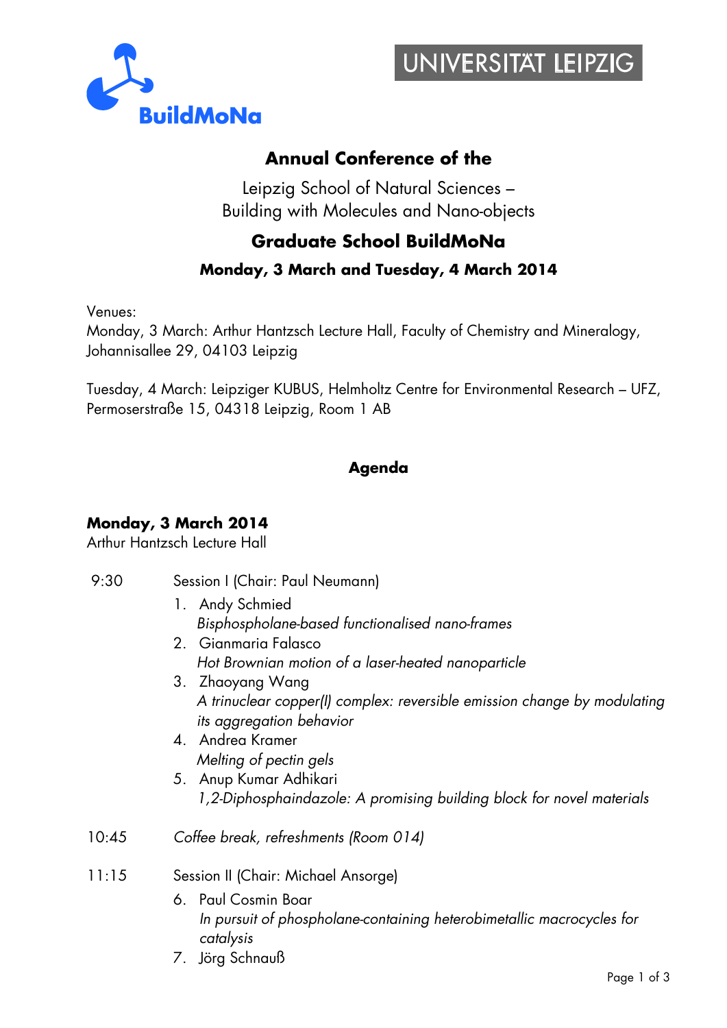BuildMoNa

UNIVERSITÄT LEIPZIG

# Annual Conference of the

Leipzig School of Natural Sciences –
Building with Molecules and Nano-objects

## Graduate School BuildMoNa

### Monday, 3 March and Tuesday, 4 March 2014

Venues:
Monday, 3 March: Arthur Hantzsch Lecture Hall, Faculty of Chemistry and Mineralogy, Johannisallee 29, 04103 Leipzig

Tuesday, 4 March: Leipziger KUBUS, Helmholtz Centre for Environmental Research – UFZ, Permoserstraße 15, 04318 Leipzig, Room 1 AB

## Agenda

### Monday, 3 March 2014

Arthur Hantzsch Lecture Hall

9:30 Session I (Chair: Paul Neumann)

1. Andy Schmied
   *Bisphospholane-based functionalised nano-frames*
2. Gianmaria Falasco
   *Hot Brownian motion of a laser-heated nanoparticle*
3. Zhaoyang Wang
   *A trinuclear copper(I) complex: reversible emission change by modulating its aggregation behavior*
4. Andrea Kramer
   *Melting of pectin gels*
5. Anup Kumar Adhikari
   *1,2-Diphosphaindazole: A promising building block for novel materials*

10:45 *Coffee break, refreshments (Room 014)*

11:15 Session II (Chair: Michael Ansorge)

6. Paul Cosmin Boar
   *In pursuit of phospholane-containing heterobimetallic macrocycles for catalysis*
7. Jörg Schnauß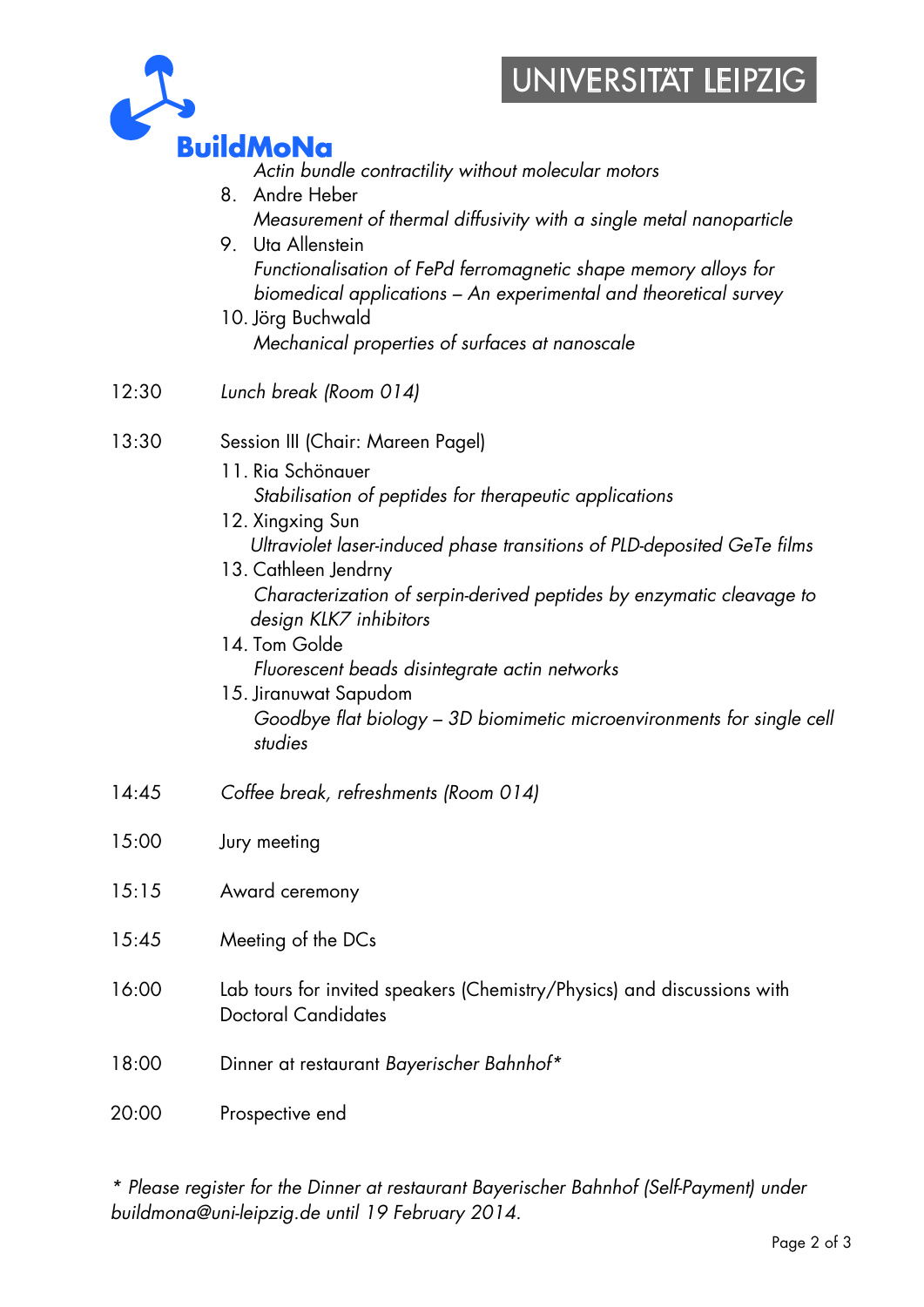*Actin bundle contractility without molecular motors*

8. Andre Heber
   *Measurement of thermal diffusivity with a single metal nanoparticle*
9. Uta Allenstein
   *Functionalisation of FePd ferromagnetic shape memory alloys for biomedical applications – An experimental and theoretical survey*
10. Jörg Buchwald
    *Mechanical properties of surfaces at nanoscale*

12:30 *Lunch break (Room 014)*

13:30 Session III (Chair: Mareen Pagel)

11. Ria Schönauer
    *Stabilisation of peptides for therapeutic applications*
12. Xingxing Sun
    *Ultraviolet laser-induced phase transitions of PLD-deposited GeTe films*
13. Cathleen Jendrny
    *Characterization of serpin-derived peptides by enzymatic cleavage to design KLK7 inhibitors*
14. Tom Golde
    *Fluorescent beads disintegrate actin networks*
15. Jiranuwat Sapudom
    *Goodbye flat biology – 3D biomimetic microenvironments for single cell studies*

14:45 *Coffee break, refreshments (Room 014)*

15:00 Jury meeting

15:15 Award ceremony

15:45 Meeting of the DCs

16:00 Lab tours for invited speakers (Chemistry/Physics) and discussions with Doctoral Candidates

18:00 Dinner at restaurant *Bayerischer Bahnhof**

20:00 Prospective end

*\* Please register for the Dinner at restaurant Bayerischer Bahnhof (Self-Payment) under buildmona@uni-leipzig.de until 19 February 2014.*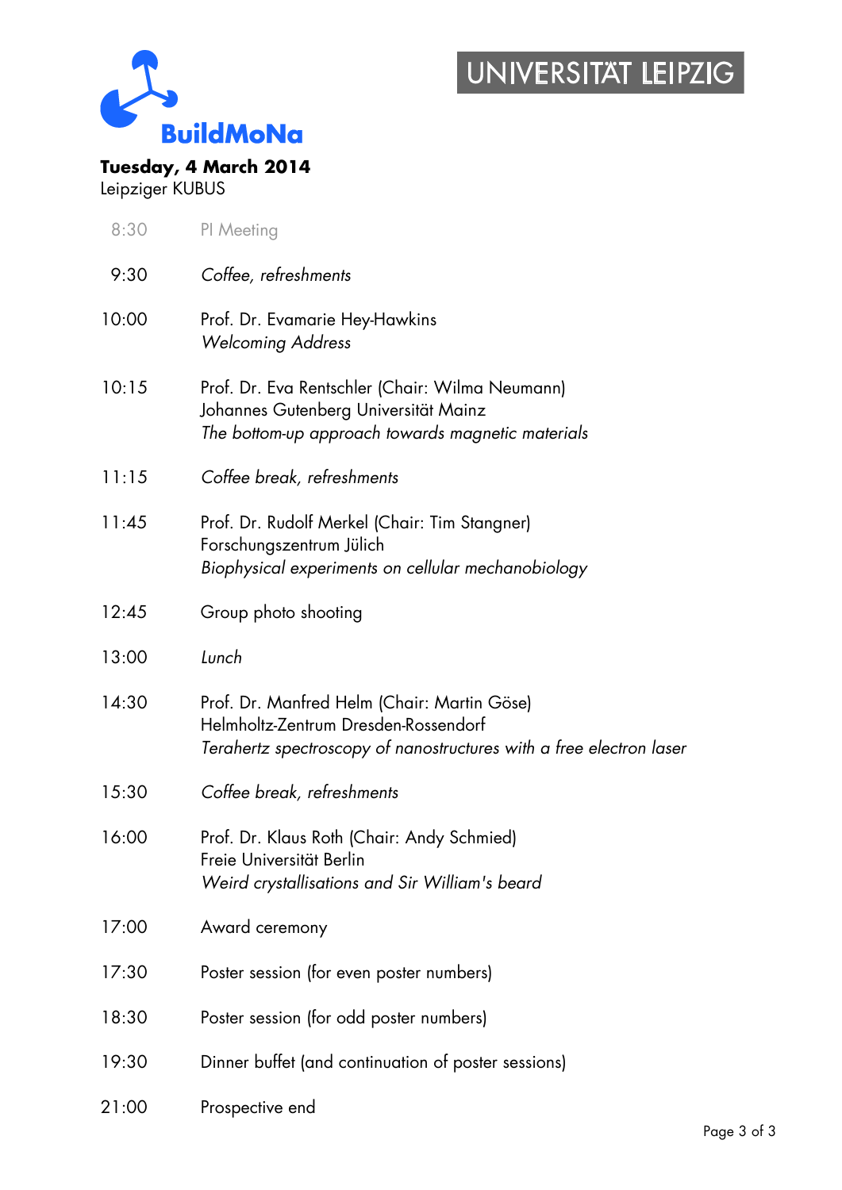BuildMoNa

UNIVERSITÄT LEIPZIG

**Tuesday, 4 March 2014**
Leipziger KUBUS

| | |
|---|---|
| 8:30 | PI Meeting |
| 9:30 | *Coffee, refreshments* |
| 10:00 | Prof. Dr. Evamarie Hey-Hawkins<br>*Welcoming Address* |
| 10:15 | Prof. Dr. Eva Rentschler (Chair: Wilma Neumann)<br>Johannes Gutenberg Universität Mainz<br>*The bottom-up approach towards magnetic materials* |
| 11:15 | *Coffee break, refreshments* |
| 11:45 | Prof. Dr. Rudolf Merkel (Chair: Tim Stangner)<br>Forschungszentrum Jülich<br>*Biophysical experiments on cellular mechanobiology* |
| 12:45 | Group photo shooting |
| 13:00 | *Lunch* |
| 14:30 | Prof. Dr. Manfred Helm (Chair: Martin Göse)<br>Helmholtz-Zentrum Dresden-Rossendorf<br>*Terahertz spectroscopy of nanostructures with a free electron laser* |
| 15:30 | *Coffee break, refreshments* |
| 16:00 | Prof. Dr. Klaus Roth (Chair: Andy Schmied)<br>Freie Universität Berlin<br>*Weird crystallisations and Sir William's beard* |
| 17:00 | Award ceremony |
| 17:30 | Poster session (for even poster numbers) |
| 18:30 | Poster session (for odd poster numbers) |
| 19:30 | Dinner buffet (and continuation of poster sessions) |
| 21:00 | Prospective end |